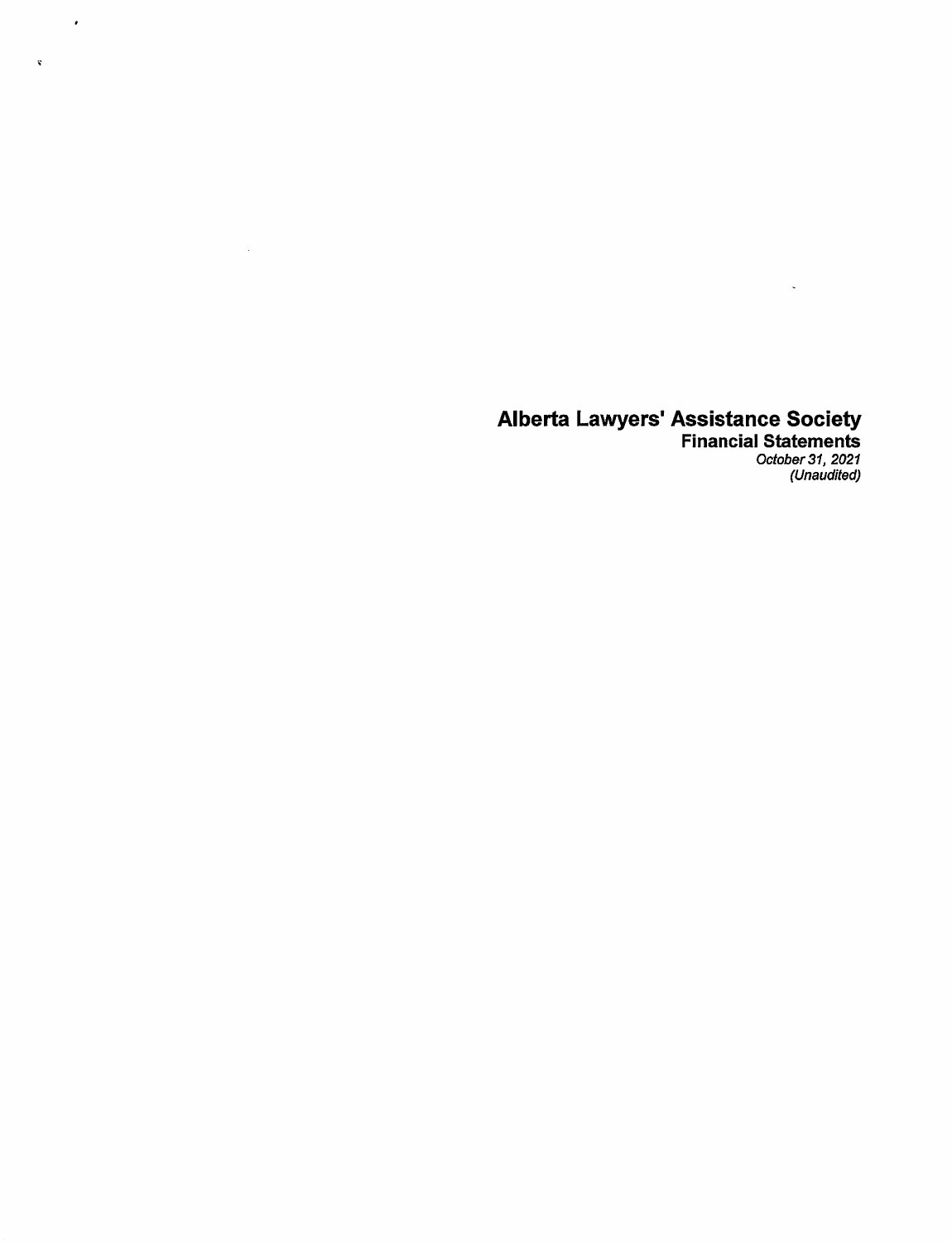# Alberta Lawyers' Assistance Society

## Financial Statements

*October 31, 2021*
*(Unaudited)*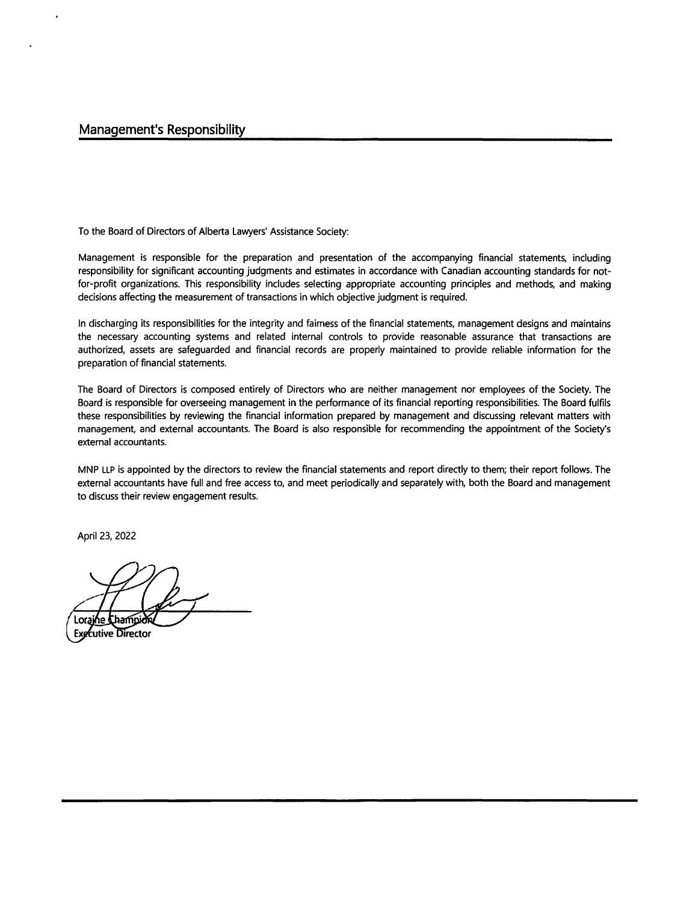## Management's Responsibility

To the Board of Directors of Alberta Lawyers' Assistance Society:

Management is responsible for the preparation and presentation of the accompanying financial statements, including responsibility for significant accounting judgments and estimates in accordance with Canadian accounting standards for not-for-profit organizations. This responsibility includes selecting appropriate accounting principles and methods, and making decisions affecting the measurement of transactions in which objective judgment is required.

In discharging its responsibilities for the integrity and fairness of the financial statements, management designs and maintains the necessary accounting systems and related internal controls to provide reasonable assurance that transactions are authorized, assets are safeguarded and financial records are properly maintained to provide reliable information for the preparation of financial statements.

The Board of Directors is composed entirely of Directors who are neither management nor employees of the Society. The Board is responsible for overseeing management in the performance of its financial reporting responsibilities. The Board fulfils these responsibilities by reviewing the financial information prepared by management and discussing relevant matters with management, and external accountants. The Board is also responsible for recommending the appointment of the Society's external accountants.

MNP LLP is appointed by the directors to review the financial statements and report directly to them; their report follows. The external accountants have full and free access to, and meet periodically and separately with, both the Board and management to discuss their review engagement results.

April 23, 2022

Loraine Champion
Executive Director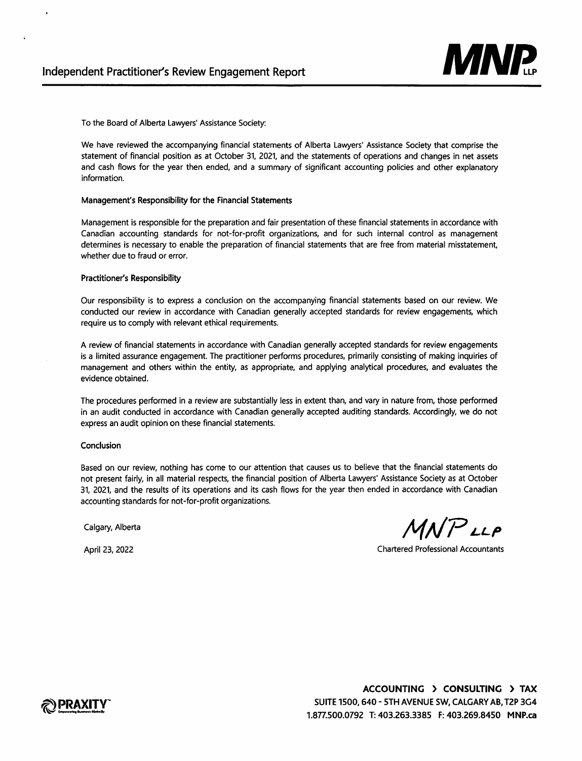# Independent Practitioner's Review Engagement Report

To the Board of Alberta Lawyers' Assistance Society:

We have reviewed the accompanying financial statements of Alberta Lawyers' Assistance Society that comprise the statement of financial position as at October 31, 2021, and the statements of operations and changes in net assets and cash flows for the year then ended, and a summary of significant accounting policies and other explanatory information.

### Management's Responsibility for the Financial Statements

Management is responsible for the preparation and fair presentation of these financial statements in accordance with Canadian accounting standards for not-for-profit organizations, and for such internal control as management determines is necessary to enable the preparation of financial statements that are free from material misstatement, whether due to fraud or error.

### Practitioner's Responsibility

Our responsibility is to express a conclusion on the accompanying financial statements based on our review. We conducted our review in accordance with Canadian generally accepted standards for review engagements, which require us to comply with relevant ethical requirements.

A review of financial statements in accordance with Canadian generally accepted standards for review engagements is a limited assurance engagement. The practitioner performs procedures, primarily consisting of making inquiries of management and others within the entity, as appropriate, and applying analytical procedures, and evaluates the evidence obtained.

The procedures performed in a review are substantially less in extent than, and vary in nature from, those performed in an audit conducted in accordance with Canadian generally accepted auditing standards. Accordingly, we do not express an audit opinion on these financial statements.

### Conclusion

Based on our review, nothing has come to our attention that causes us to believe that the financial statements do not present fairly, in all material respects, the financial position of Alberta Lawyers' Assistance Society as at October 31, 2021, and the results of its operations and its cash flows for the year then ended in accordance with Canadian accounting standards for not-for-profit organizations.

Calgary, Alberta

April 23, 2022

MNP LLP

Chartered Professional Accountants

ACCOUNTING > CONSULTING > TAX
SUITE 1500, 640 - 5TH AVENUE SW, CALGARY AB, T2P 3G4
1.877.500.0792 T: 403.263.3385 F: 403.269.8450 MNP.ca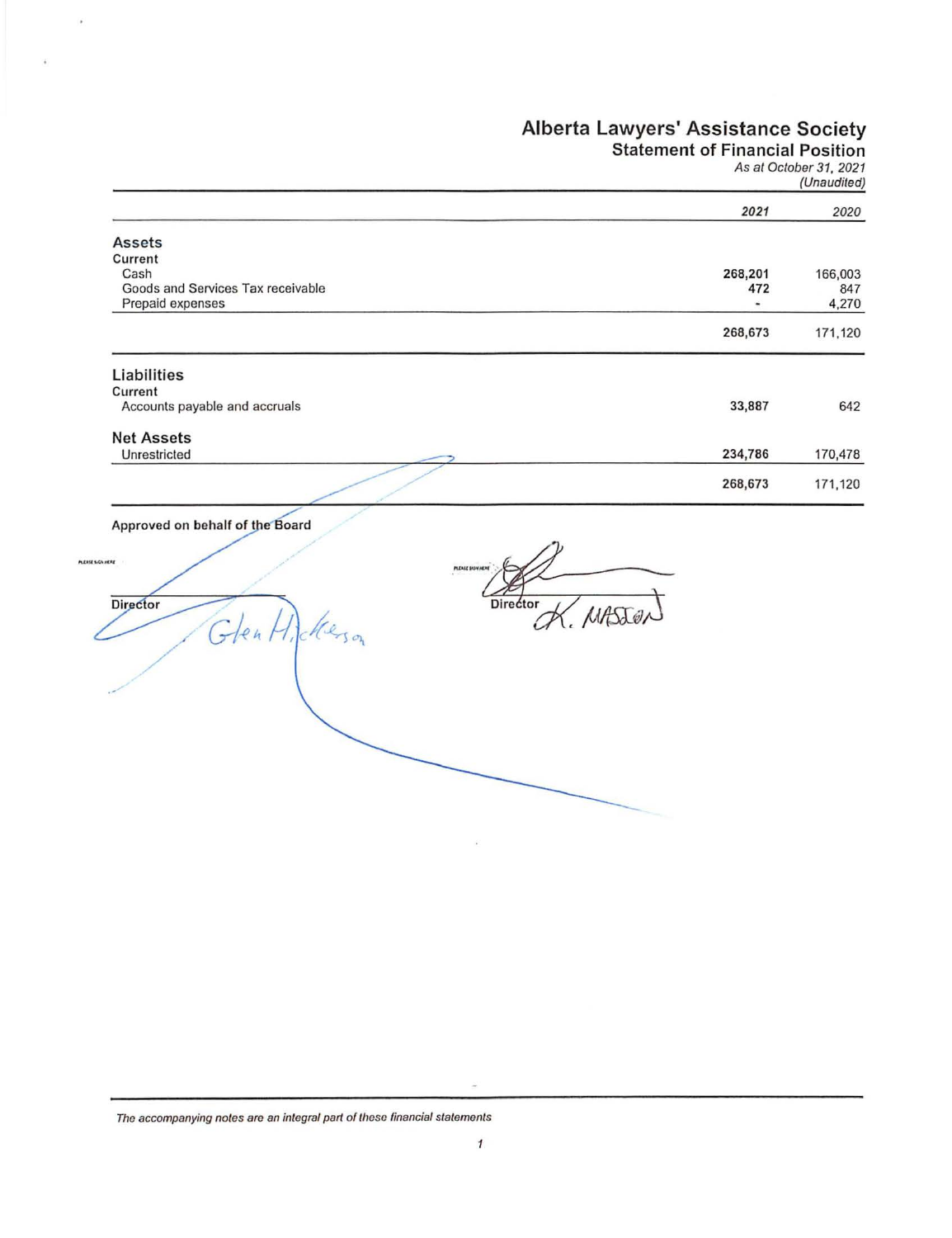# Alberta Lawyers' Assistance Society

## Statement of Financial Position

*As at October 31, 2021*

*(Unaudited)*

| | *2021* | *2020* |
|---|---|---|
| **Assets** | | |
| Current | | |
| Cash | **268,201** | 166,003 |
| Goods and Services Tax receivable | **472** | 847 |
| Prepaid expenses | **-** | 4,270 |
| | **268,673** | 171,120 |
| **Liabilities** | | |
| Current | | |
| Accounts payable and accruals | **33,887** | 642 |
| **Net Assets** | | |
| Unrestricted | **234,786** | 170,478 |
| | **268,673** | 171,120 |

**Approved on behalf of the Board**

PLEASE SIGN HERE

Director Glen Hickerson

PLEASE SIGN HERE

Director K. MASSON

*The accompanying notes are an integral part of these financial statements*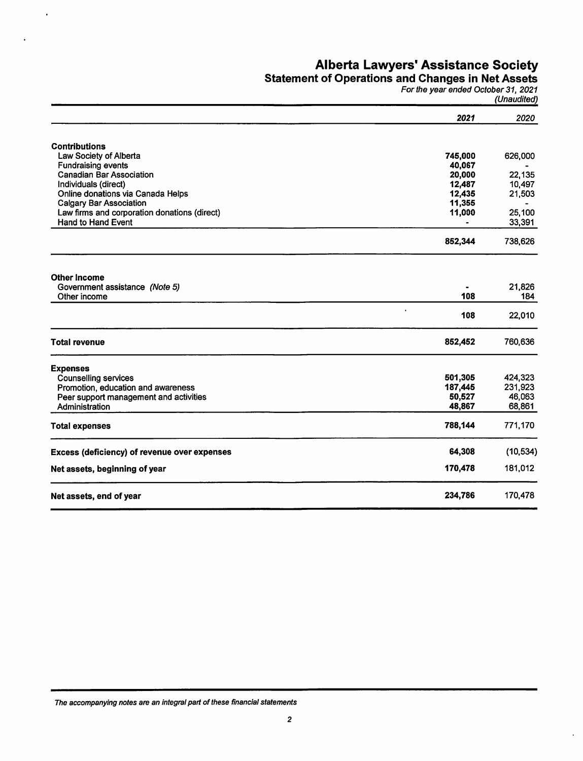# Alberta Lawyers' Assistance Society

## Statement of Operations and Changes in Net Assets

*For the year ended October 31, 2021*

*(Unaudited)*

| | *2021* | *2020* |
|---|---|---|
| **Contributions** | | |
| Law Society of Alberta | **745,000** | 626,000 |
| Fundraising events | **40,067** | - |
| Canadian Bar Association | **20,000** | 22,135 |
| Individuals (direct) | **12,487** | 10,497 |
| Online donations via Canada Helps | **12,435** | 21,503 |
| Calgary Bar Association | **11,355** | - |
| Law firms and corporation donations (direct) | **11,000** | 25,100 |
| Hand to Hand Event | **-** | 33,391 |
| | **852,344** | 738,626 |
| **Other Income** | | |
| Government assistance *(Note 5)* | **-** | 21,826 |
| Other income | **108** | 184 |
| | **108** | 22,010 |
| **Total revenue** | **852,452** | 760,636 |
| **Expenses** | | |
| Counselling services | **501,305** | 424,323 |
| Promotion, education and awareness | **187,445** | 231,923 |
| Peer support management and activities | **50,527** | 46,063 |
| Administration | **48,867** | 68,861 |
| **Total expenses** | **788,144** | 771,170 |
| **Excess (deficiency) of revenue over expenses** | **64,308** | (10,534) |
| **Net assets, beginning of year** | **170,478** | 181,012 |
| **Net assets, end of year** | **234,786** | 170,478 |

*The accompanying notes are an integral part of these financial statements*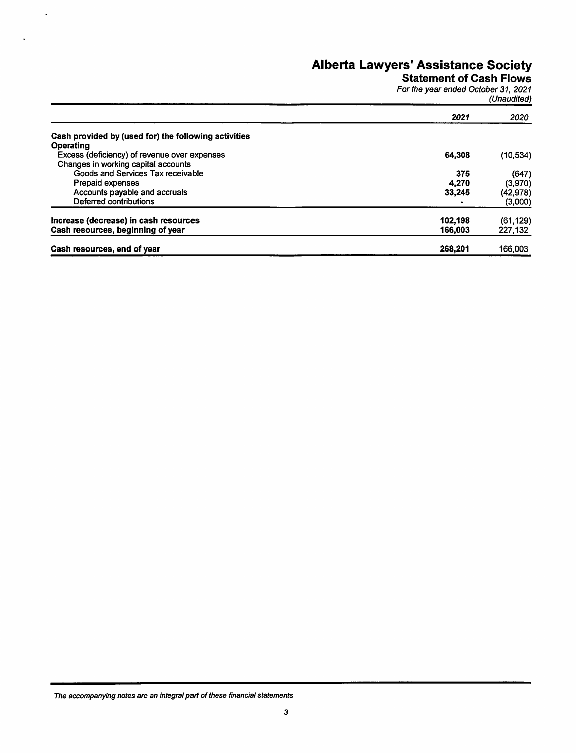# Alberta Lawyers' Assistance Society

## Statement of Cash Flows

*For the year ended October 31, 2021*

*(Unaudited)*

| | ***2021*** | *2020* |
|---|---|---|
| **Cash provided by (used for) the following activities** | | |
| **Operating** | | |
| Excess (deficiency) of revenue over expenses | **64,308** | (10,534) |
| Changes in working capital accounts | | |
| Goods and Services Tax receivable | **375** | (647) |
| Prepaid expenses | **4,270** | (3,970) |
| Accounts payable and accruals | **33,245** | (42,978) |
| Deferred contributions | **-** | (3,000) |
| **Increase (decrease) in cash resources** | **102,198** | (61,129) |
| **Cash resources, beginning of year** | **166,003** | 227,132 |
| **Cash resources, end of year** | **268,201** | 166,003 |

*The accompanying notes are an integral part of these financial statements*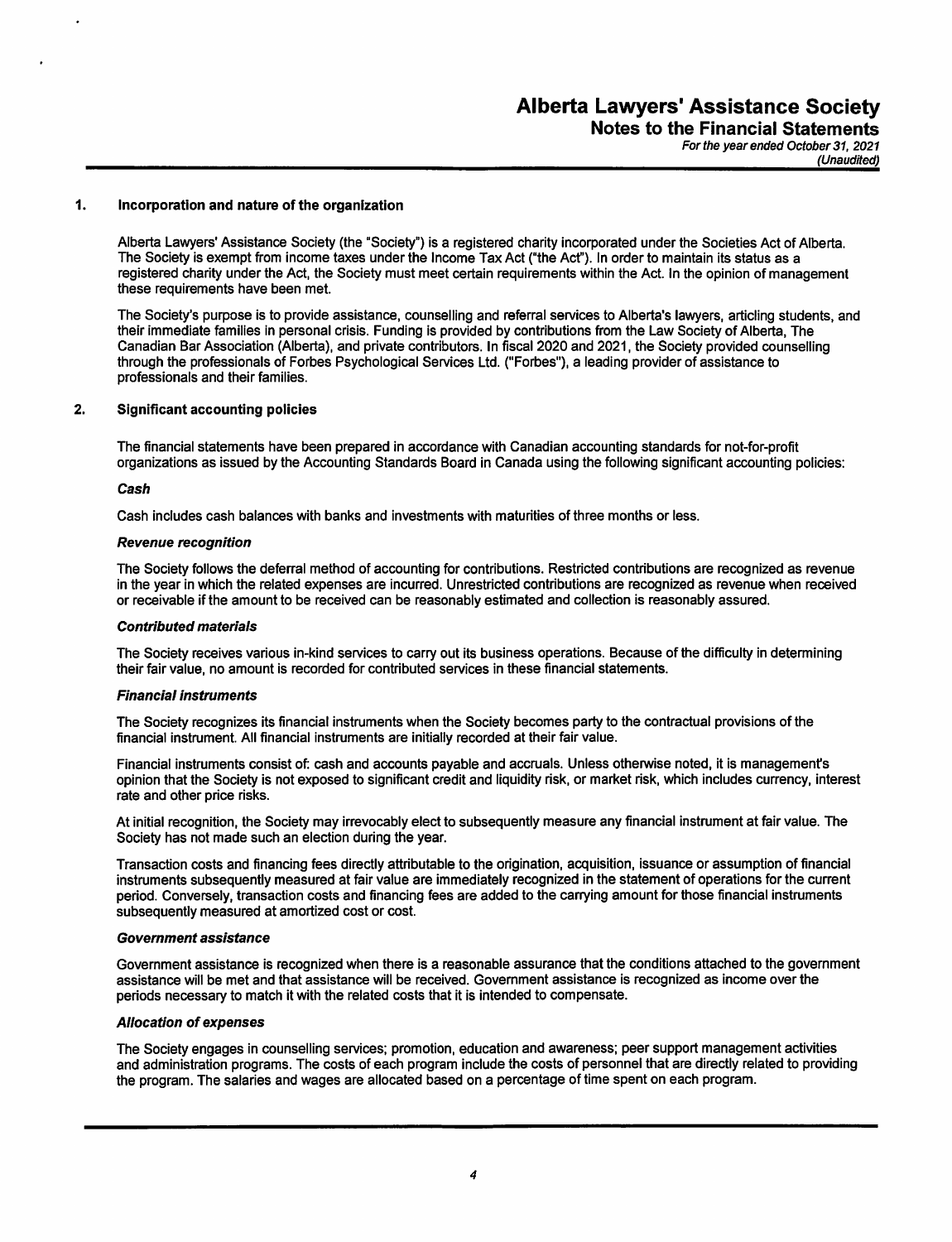# Alberta Lawyers' Assistance Society

## Notes to the Financial Statements

*For the year ended October 31, 2021*
*(Unaudited)*

### 1. Incorporation and nature of the organization

Alberta Lawyers' Assistance Society (the "Society") is a registered charity incorporated under the Societies Act of Alberta. The Society is exempt from income taxes under the Income Tax Act ("the Act"). In order to maintain its status as a registered charity under the Act, the Society must meet certain requirements within the Act. In the opinion of management these requirements have been met.

The Society's purpose is to provide assistance, counselling and referral services to Alberta's lawyers, articling students, and their immediate families in personal crisis. Funding is provided by contributions from the Law Society of Alberta, The Canadian Bar Association (Alberta), and private contributors. In fiscal 2020 and 2021, the Society provided counselling through the professionals of Forbes Psychological Services Ltd. ("Forbes"), a leading provider of assistance to professionals and their families.

### 2. Significant accounting policies

The financial statements have been prepared in accordance with Canadian accounting standards for not-for-profit organizations as issued by the Accounting Standards Board in Canada using the following significant accounting policies:

***Cash***

Cash includes cash balances with banks and investments with maturities of three months or less.

***Revenue recognition***

The Society follows the deferral method of accounting for contributions. Restricted contributions are recognized as revenue in the year in which the related expenses are incurred. Unrestricted contributions are recognized as revenue when received or receivable if the amount to be received can be reasonably estimated and collection is reasonably assured.

***Contributed materials***

The Society receives various in-kind services to carry out its business operations. Because of the difficulty in determining their fair value, no amount is recorded for contributed services in these financial statements.

***Financial instruments***

The Society recognizes its financial instruments when the Society becomes party to the contractual provisions of the financial instrument. All financial instruments are initially recorded at their fair value.

Financial instruments consist of: cash and accounts payable and accruals. Unless otherwise noted, it is management's opinion that the Society is not exposed to significant credit and liquidity risk, or market risk, which includes currency, interest rate and other price risks.

At initial recognition, the Society may irrevocably elect to subsequently measure any financial instrument at fair value. The Society has not made such an election during the year.

Transaction costs and financing fees directly attributable to the origination, acquisition, issuance or assumption of financial instruments subsequently measured at fair value are immediately recognized in the statement of operations for the current period. Conversely, transaction costs and financing fees are added to the carrying amount for those financial instruments subsequently measured at amortized cost or cost.

***Government assistance***

Government assistance is recognized when there is a reasonable assurance that the conditions attached to the government assistance will be met and that assistance will be received. Government assistance is recognized as income over the periods necessary to match it with the related costs that it is intended to compensate.

***Allocation of expenses***

The Society engages in counselling services; promotion, education and awareness; peer support management activities and administration programs. The costs of each program include the costs of personnel that are directly related to providing the program. The salaries and wages are allocated based on a percentage of time spent on each program.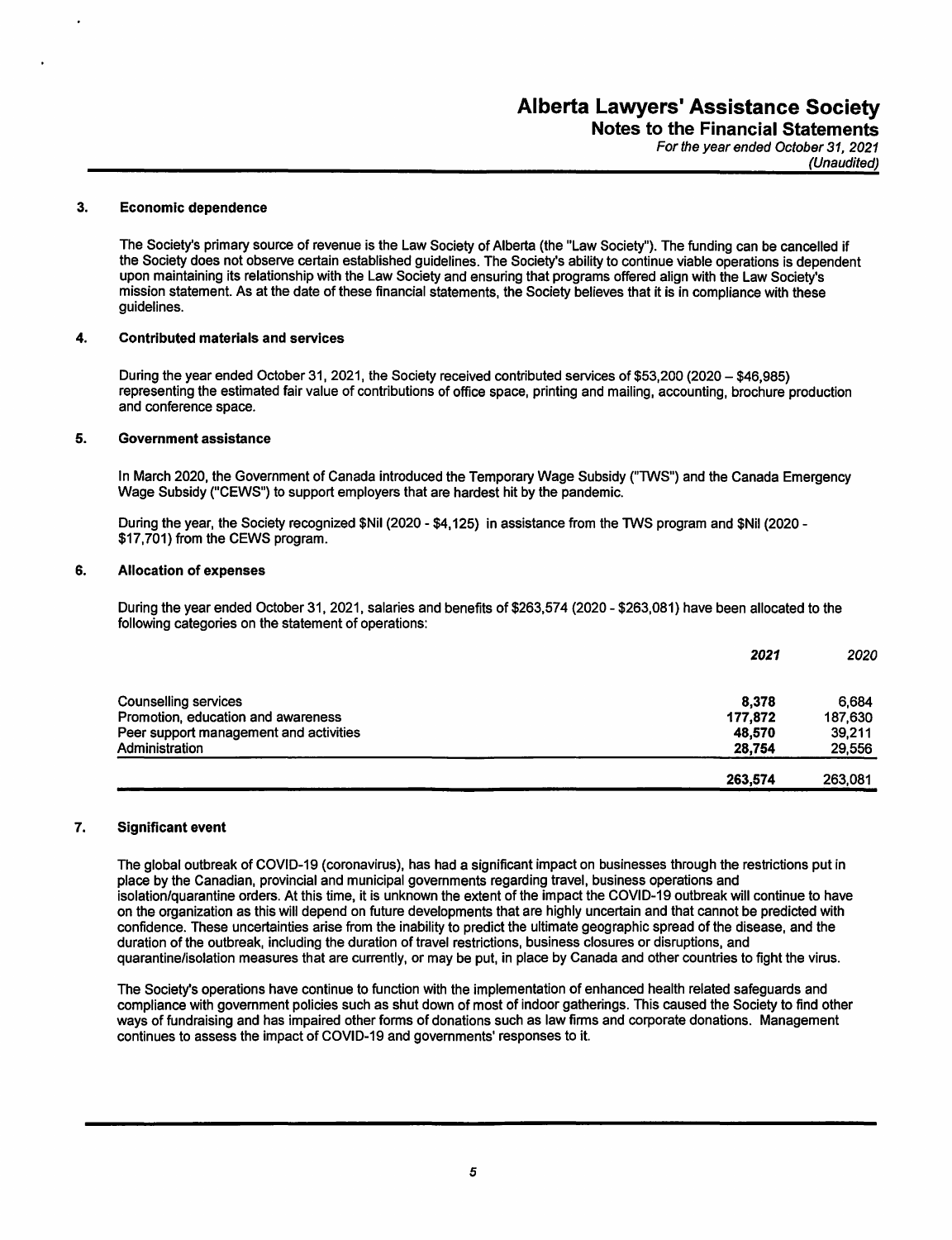# Alberta Lawyers' Assistance Society

## Notes to the Financial Statements

*For the year ended October 31, 2021*

*(Unaudited)*

### 3. Economic dependence

The Society's primary source of revenue is the Law Society of Alberta (the "Law Society"). The funding can be cancelled if the Society does not observe certain established guidelines. The Society's ability to continue viable operations is dependent upon maintaining its relationship with the Law Society and ensuring that programs offered align with the Law Society's mission statement. As at the date of these financial statements, the Society believes that it is in compliance with these guidelines.

### 4. Contributed materials and services

During the year ended October 31, 2021, the Society received contributed services of $53,200 (2020 – $46,985) representing the estimated fair value of contributions of office space, printing and mailing, accounting, brochure production and conference space.

### 5. Government assistance

In March 2020, the Government of Canada introduced the Temporary Wage Subsidy ("TWS") and the Canada Emergency Wage Subsidy ("CEWS") to support employers that are hardest hit by the pandemic.

During the year, the Society recognized $Nil (2020 - $4,125) in assistance from the TWS program and $Nil (2020 - $17,701) from the CEWS program.

### 6. Allocation of expenses

During the year ended October 31, 2021, salaries and benefits of $263,574 (2020 - $263,081) have been allocated to the following categories on the statement of operations:

| | ***2021*** | *2020* |
|---|---|---|
| Counselling services | **8,378** | 6,684 |
| Promotion, education and awareness | **177,872** | 187,630 |
| Peer support management and activities | **48,570** | 39,211 |
| Administration | **28,754** | 29,556 |
| | **263,574** | 263,081 |

### 7. Significant event

The global outbreak of COVID-19 (coronavirus), has had a significant impact on businesses through the restrictions put in place by the Canadian, provincial and municipal governments regarding travel, business operations and isolation/quarantine orders. At this time, it is unknown the extent of the impact the COVID-19 outbreak will continue to have on the organization as this will depend on future developments that are highly uncertain and that cannot be predicted with confidence. These uncertainties arise from the inability to predict the ultimate geographic spread of the disease, and the duration of the outbreak, including the duration of travel restrictions, business closures or disruptions, and quarantine/isolation measures that are currently, or may be put, in place by Canada and other countries to fight the virus.

The Society's operations have continue to function with the implementation of enhanced health related safeguards and compliance with government policies such as shut down of most of indoor gatherings. This caused the Society to find other ways of fundraising and has impaired other forms of donations such as law firms and corporate donations. Management continues to assess the impact of COVID-19 and governments' responses to it.